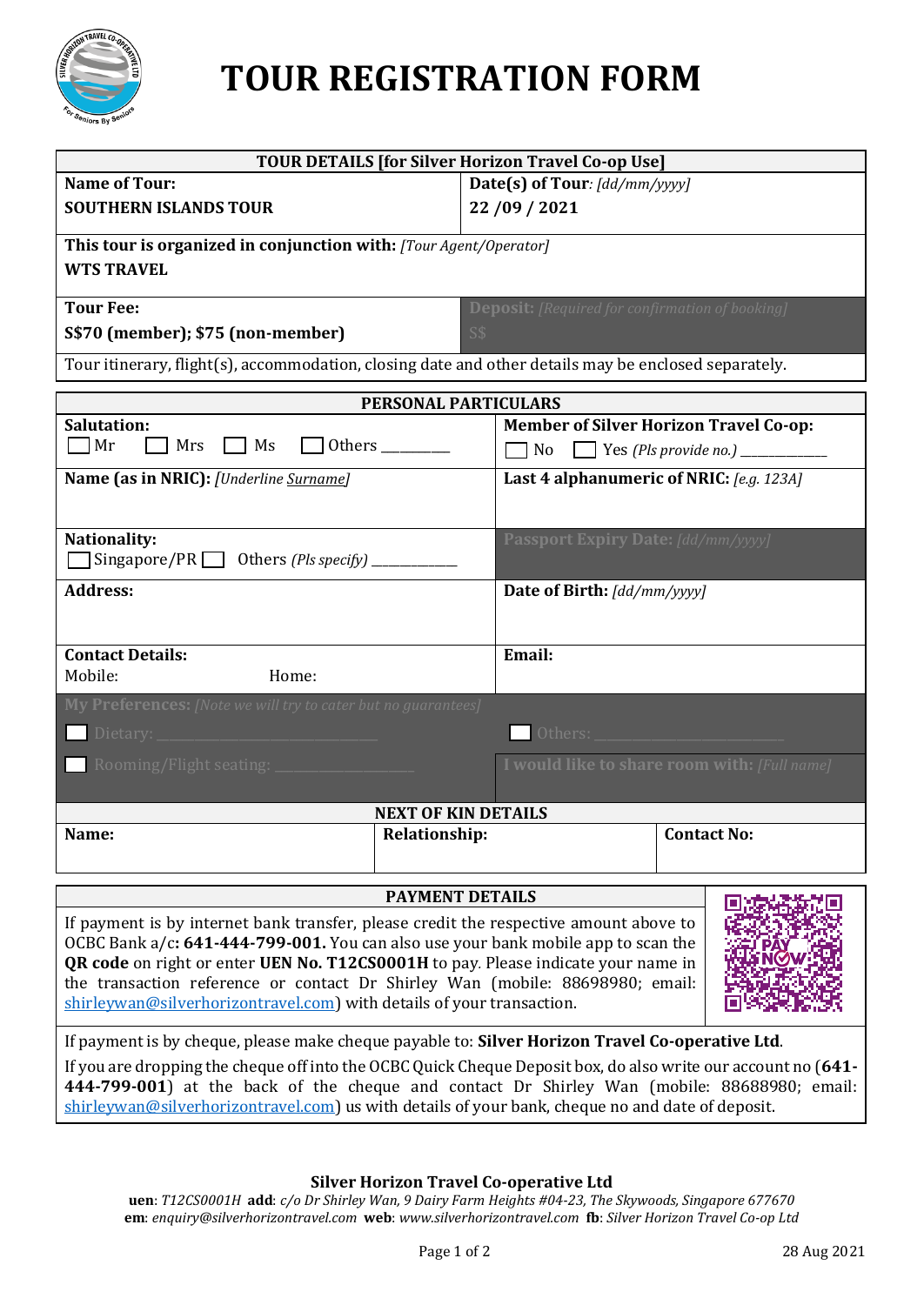# TOUR REGISTRATION FORM

| TOUR DETAILS [for Silver Horizon Travel Co-op Use] | |
|---|---|
| **Name of Tour:** **SOUTHERN ISLANDS TOUR** | **Date(s) of Tour**: *[dd/mm/yyyy]* **22 /09 / 2021** |
| **This tour is organized in conjunction with:** *[Tour Agent/Operator]* **WTS TRAVEL** | |
| **Tour Fee:** **S$70 (member); $75 (non-member)** | **Deposit:** *[Required for confirmation of booking]* S$ |
| Tour itinerary, flight(s), accommodation, closing date and other details may be enclosed separately. | |

| PERSONAL PARTICULARS | |
|---|---|
| **Salutation:** ☐ Mr ☐ Mrs ☐ Ms ☐ Others ________ | **Member of Silver Horizon Travel Co-op:** ☐ No ☐ Yes *(Pls provide no.)* ____________ |
| **Name (as in NRIC):** *[Underline Surname]* | **Last 4 alphanumeric of NRIC:** *[e.g. 123A]* |
| **Nationality:** ☐ Singapore/PR ☐ Others *(Pls specify)* ____________ | **Passport Expiry Date:** *[dd/mm/yyyy]* |
| **Address:** | **Date of Birth:** *[dd/mm/yyyy]* |
| **Contact Details:** Mobile: Home: | **Email:** |
| **My Preferences:** *[Note we will try to cater but no guarantees]* ☐ Dietary: ____________ | ☐ Others: ____________ |
| ☐ Rooming/Flight seating: ____________ | **I would like to share room with:** *[Full name]* |

| NEXT OF KIN DETAILS | | |
|---|---|---|
| **Name:** | **Relationship:** | **Contact No:** |

## PAYMENT DETAILS

If payment is by internet bank transfer, please credit the respective amount above to OCBC Bank a/c: **641-444-799-001.** You can also use your bank mobile app to scan the **QR code** on right or enter **UEN No. T12CS0001H** to pay. Please indicate your name in the transaction reference or contact Dr Shirley Wan (mobile: 88698980; email: shirleywan@silverhorizontravel.com) with details of your transaction.

If payment is by cheque, please make cheque payable to: **Silver Horizon Travel Co-operative Ltd**.

If you are dropping the cheque off into the OCBC Quick Cheque Deposit box, do also write our account no (**641-444-799-001**) at the back of the cheque and contact Dr Shirley Wan (mobile: 88688980; email: shirleywan@silverhorizontravel.com) us with details of your bank, cheque no and date of deposit.

**Silver Horizon Travel Co-operative Ltd**

**uen**: *T12CS0001H* **add**: *c/o Dr Shirley Wan, 9 Dairy Farm Heights #04-23, The Skywoods, Singapore 677670*
**em**: *enquiry@silverhorizontravel.com* **web**: *www.silverhorizontravel.com* **fb**: *Silver Horizon Travel Co-op Ltd*

28 Aug 2021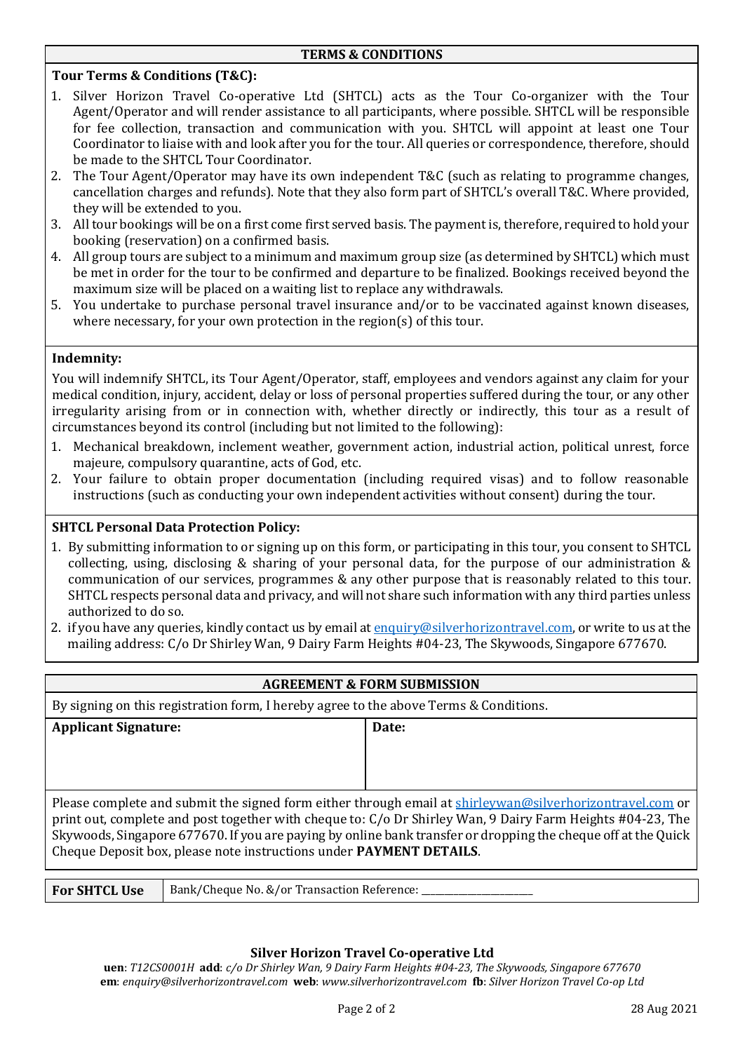## TERMS & CONDITIONS

### Tour Terms & Conditions (T&C):

1. Silver Horizon Travel Co-operative Ltd (SHTCL) acts as the Tour Co-organizer with the Tour Agent/Operator and will render assistance to all participants, where possible. SHTCL will be responsible for fee collection, transaction and communication with you. SHTCL will appoint at least one Tour Coordinator to liaise with and look after you for the tour. All queries or correspondence, therefore, should be made to the SHTCL Tour Coordinator.
2. The Tour Agent/Operator may have its own independent T&C (such as relating to programme changes, cancellation charges and refunds). Note that they also form part of SHTCL's overall T&C. Where provided, they will be extended to you.
3. All tour bookings will be on a first come first served basis. The payment is, therefore, required to hold your booking (reservation) on a confirmed basis.
4. All group tours are subject to a minimum and maximum group size (as determined by SHTCL) which must be met in order for the tour to be confirmed and departure to be finalized. Bookings received beyond the maximum size will be placed on a waiting list to replace any withdrawals.
5. You undertake to purchase personal travel insurance and/or to be vaccinated against known diseases, where necessary, for your own protection in the region(s) of this tour.

### Indemnity:

You will indemnify SHTCL, its Tour Agent/Operator, staff, employees and vendors against any claim for your medical condition, injury, accident, delay or loss of personal properties suffered during the tour, or any other irregularity arising from or in connection with, whether directly or indirectly, this tour as a result of circumstances beyond its control (including but not limited to the following):

1. Mechanical breakdown, inclement weather, government action, industrial action, political unrest, force majeure, compulsory quarantine, acts of God, etc.
2. Your failure to obtain proper documentation (including required visas) and to follow reasonable instructions (such as conducting your own independent activities without consent) during the tour.

### SHTCL Personal Data Protection Policy:

1. By submitting information to or signing up on this form, or participating in this tour, you consent to SHTCL collecting, using, disclosing & sharing of your personal data, for the purpose of our administration & communication of our services, programmes & any other purpose that is reasonably related to this tour. SHTCL respects personal data and privacy, and will not share such information with any third parties unless authorized to do so.
2. if you have any queries, kindly contact us by email at enquiry@silverhorizontravel.com, or write to us at the mailing address: C/o Dr Shirley Wan, 9 Dairy Farm Heights #04-23, The Skywoods, Singapore 677670.

## AGREEMENT & FORM SUBMISSION

By signing on this registration form, I hereby agree to the above Terms & Conditions.

| Applicant Signature: | Date: |
|---|---|
| | |

Please complete and submit the signed form either through email at shirleywan@silverhorizontravel.com or print out, complete and post together with cheque to: C/o Dr Shirley Wan, 9 Dairy Farm Heights #04-23, The Skywoods, Singapore 677670. If you are paying by online bank transfer or dropping the cheque off at the Quick Cheque Deposit box, please note instructions under **PAYMENT DETAILS**.

| | |
|---|---|
| **For SHTCL Use** | Bank/Cheque No. &/or Transaction Reference: ____________________ |

**Silver Horizon Travel Co-operative Ltd**

**uen**: *T12CS0001H* **add**: *c/o Dr Shirley Wan, 9 Dairy Farm Heights #04-23, The Skywoods, Singapore 677670*
**em**: *enquiry@silverhorizontravel.com* **web**: *www.silverhorizontravel.com* **fb**: *Silver Horizon Travel Co-op Ltd*

28 Aug 2021